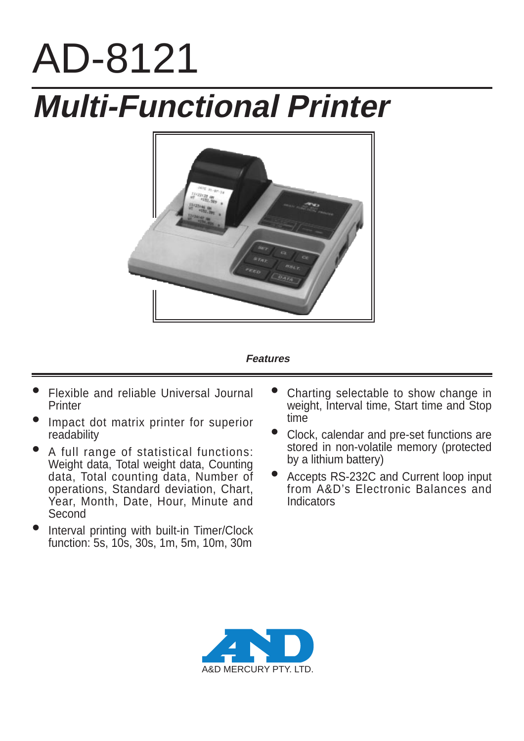# AD-8121

## *Multi-Functional Printer*

***Features***

- Flexible and reliable Universal Journal Printer
- Impact dot matrix printer for superior readability
- A full range of statistical functions: Weight data, Total weight data, Counting data, Total counting data, Number of operations, Standard deviation, Chart, Year, Month, Date, Hour, Minute and Second
- Interval printing with built-in Timer/Clock function: 5s, 10s, 30s, 1m, 5m, 10m, 30m
- Charting selectable to show change in weight, Interval time, Start time and Stop time
- Clock, calendar and pre-set functions are stored in non-volatile memory (protected by a lithium battery)
- Accepts RS-232C and Current loop input from A&D's Electronic Balances and Indicators

A&D MERCURY PTY. LTD.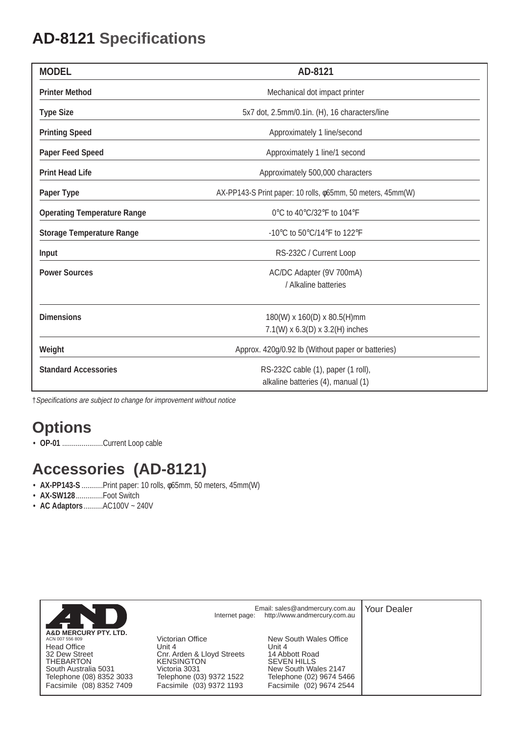# AD-8121 Specifications

| MODEL | AD-8121 |
|---|---|
| Printer Method | Mechanical dot impact printer |
| Type Size | 5x7 dot, 2.5mm/0.1in. (H), 16 characters/line |
| Printing Speed | Approximately 1 line/second |
| Paper Feed Speed | Approximately 1 line/1 second |
| Print Head Life | Approximately 500,000 characters |
| Paper Type | AX-PP143-S Print paper: 10 rolls, φ65mm, 50 meters, 45mm(W) |
| Operating Temperature Range | 0℃ to 40℃/32℉ to 104℉ |
| Storage Temperature Range | -10℃ to 50℃/14℉ to 122℉ |
| Input | RS-232C / Current Loop |
| Power Sources | AC/DC Adapter (9V 700mA) / Alkaline batteries |
| Dimensions | 180(W) x 160(D) x 80.5(H)mm 7.1(W) x 6.3(D) x 3.2(H) inches |
| Weight | Approx. 420g/0.92 lb (Without paper or batteries) |
| Standard Accessories | RS-232C cable (1), paper (1 roll), alkaline batteries (4), manual (1) |

†*Specifications are subject to change for improvement without notice*

## Options

- **OP-01** .....................Current Loop cable

## Accessories (AD-8121)

- **AX-PP143-S** ...........Print paper: 10 rolls, φ65mm, 50 meters, 45mm(W)
- **AX-SW128** ..............Foot Switch
- **AC Adaptors** ..........AC100V ~ 240V

**A&D MERCURY PTY. LTD.**
ACN 007 556 809

Email: sales@andmercury.com.au
Internet page: http://www.andmercury.com.au

Head Office
32 Dew Street
THEBARTON
South Australia 5031
Telephone (08) 8352 3033
Facsimile (08) 8352 7409

Victorian Office
Unit 4
Cnr. Arden & Lloyd Streets
KENSINGTON
Victoria 3031
Telephone (03) 9372 1522
Facsimile (03) 9372 1193

New South Wales Office
Unit 4
14 Abbott Road
SEVEN HILLS
New South Wales 2147
Telephone (02) 9674 5466
Facsimile (02) 9674 2544

Your Dealer